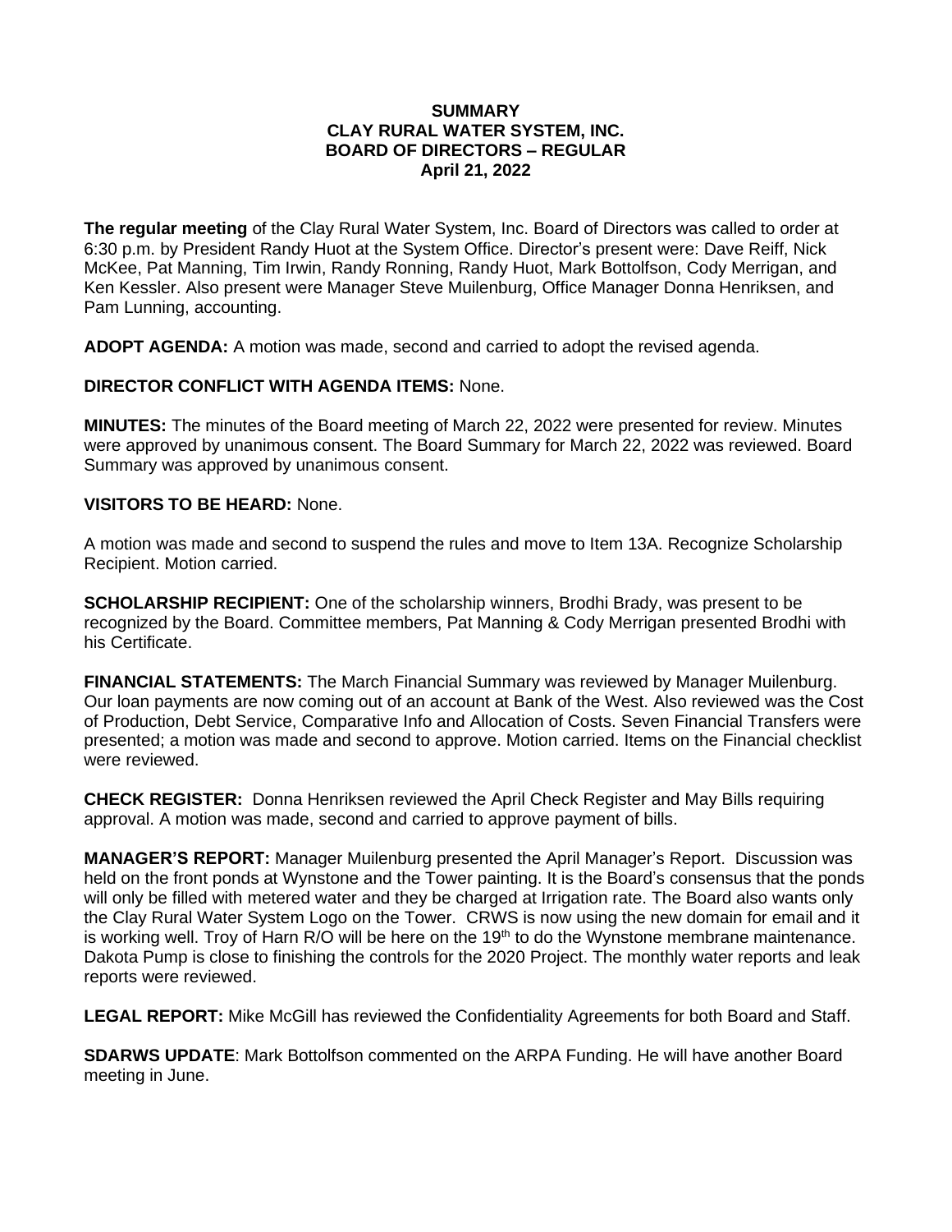**SUMMARY**
**CLAY RURAL WATER SYSTEM, INC.**
**BOARD OF DIRECTORS – REGULAR**
**April 21, 2022**

**The regular meeting** of the Clay Rural Water System, Inc. Board of Directors was called to order at 6:30 p.m. by President Randy Huot at the System Office. Director's present were: Dave Reiff, Nick McKee, Pat Manning, Tim Irwin, Randy Ronning, Randy Huot, Mark Bottolfson, Cody Merrigan, and Ken Kessler. Also present were Manager Steve Muilenburg, Office Manager Donna Henriksen, and Pam Lunning, accounting.

**ADOPT AGENDA:** A motion was made, second and carried to adopt the revised agenda.

**DIRECTOR CONFLICT WITH AGENDA ITEMS:** None.

**MINUTES:** The minutes of the Board meeting of March 22, 2022 were presented for review. Minutes were approved by unanimous consent. The Board Summary for March 22, 2022 was reviewed. Board Summary was approved by unanimous consent.

**VISITORS TO BE HEARD:** None.

A motion was made and second to suspend the rules and move to Item 13A. Recognize Scholarship Recipient. Motion carried.

**SCHOLARSHIP RECIPIENT:** One of the scholarship winners, Brodhi Brady, was present to be recognized by the Board. Committee members, Pat Manning & Cody Merrigan presented Brodhi with his Certificate.

**FINANCIAL STATEMENTS:** The March Financial Summary was reviewed by Manager Muilenburg. Our loan payments are now coming out of an account at Bank of the West. Also reviewed was the Cost of Production, Debt Service, Comparative Info and Allocation of Costs. Seven Financial Transfers were presented; a motion was made and second to approve. Motion carried. Items on the Financial checklist were reviewed.

**CHECK REGISTER:** Donna Henriksen reviewed the April Check Register and May Bills requiring approval. A motion was made, second and carried to approve payment of bills.

**MANAGER'S REPORT:** Manager Muilenburg presented the April Manager's Report. Discussion was held on the front ponds at Wynstone and the Tower painting. It is the Board's consensus that the ponds will only be filled with metered water and they be charged at Irrigation rate. The Board also wants only the Clay Rural Water System Logo on the Tower. CRWS is now using the new domain for email and it is working well. Troy of Harn R/O will be here on the 19th to do the Wynstone membrane maintenance. Dakota Pump is close to finishing the controls for the 2020 Project. The monthly water reports and leak reports were reviewed.

**LEGAL REPORT:** Mike McGill has reviewed the Confidentiality Agreements for both Board and Staff.

**SDARWS UPDATE**: Mark Bottolfson commented on the ARPA Funding. He will have another Board meeting in June.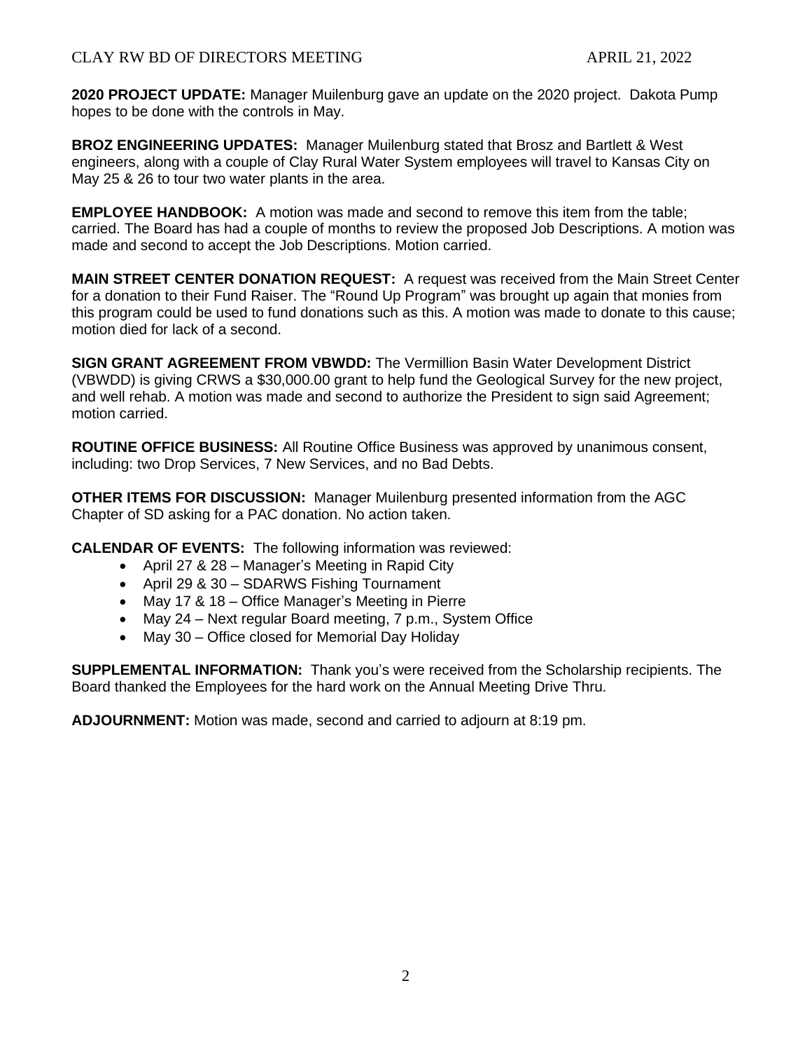**2020 PROJECT UPDATE:** Manager Muilenburg gave an update on the 2020 project. Dakota Pump hopes to be done with the controls in May.

**BROZ ENGINEERING UPDATES:** Manager Muilenburg stated that Brosz and Bartlett & West engineers, along with a couple of Clay Rural Water System employees will travel to Kansas City on May 25 & 26 to tour two water plants in the area.

**EMPLOYEE HANDBOOK:** A motion was made and second to remove this item from the table; carried. The Board has had a couple of months to review the proposed Job Descriptions. A motion was made and second to accept the Job Descriptions. Motion carried.

**MAIN STREET CENTER DONATION REQUEST:** A request was received from the Main Street Center for a donation to their Fund Raiser. The "Round Up Program" was brought up again that monies from this program could be used to fund donations such as this. A motion was made to donate to this cause; motion died for lack of a second.

**SIGN GRANT AGREEMENT FROM VBWDD:** The Vermillion Basin Water Development District (VBWDD) is giving CRWS a $30,000.00 grant to help fund the Geological Survey for the new project, and well rehab. A motion was made and second to authorize the President to sign said Agreement; motion carried.

**ROUTINE OFFICE BUSINESS:** All Routine Office Business was approved by unanimous consent, including: two Drop Services, 7 New Services, and no Bad Debts.

**OTHER ITEMS FOR DISCUSSION:** Manager Muilenburg presented information from the AGC Chapter of SD asking for a PAC donation. No action taken.

**CALENDAR OF EVENTS:** The following information was reviewed:

- April 27 & 28 – Manager's Meeting in Rapid City
- April 29 & 30 – SDARWS Fishing Tournament
- May 17 & 18 – Office Manager's Meeting in Pierre
- May 24 – Next regular Board meeting, 7 p.m., System Office
- May 30 – Office closed for Memorial Day Holiday

**SUPPLEMENTAL INFORMATION:** Thank you's were received from the Scholarship recipients. The Board thanked the Employees for the hard work on the Annual Meeting Drive Thru.

**ADJOURNMENT:** Motion was made, second and carried to adjourn at 8:19 pm.